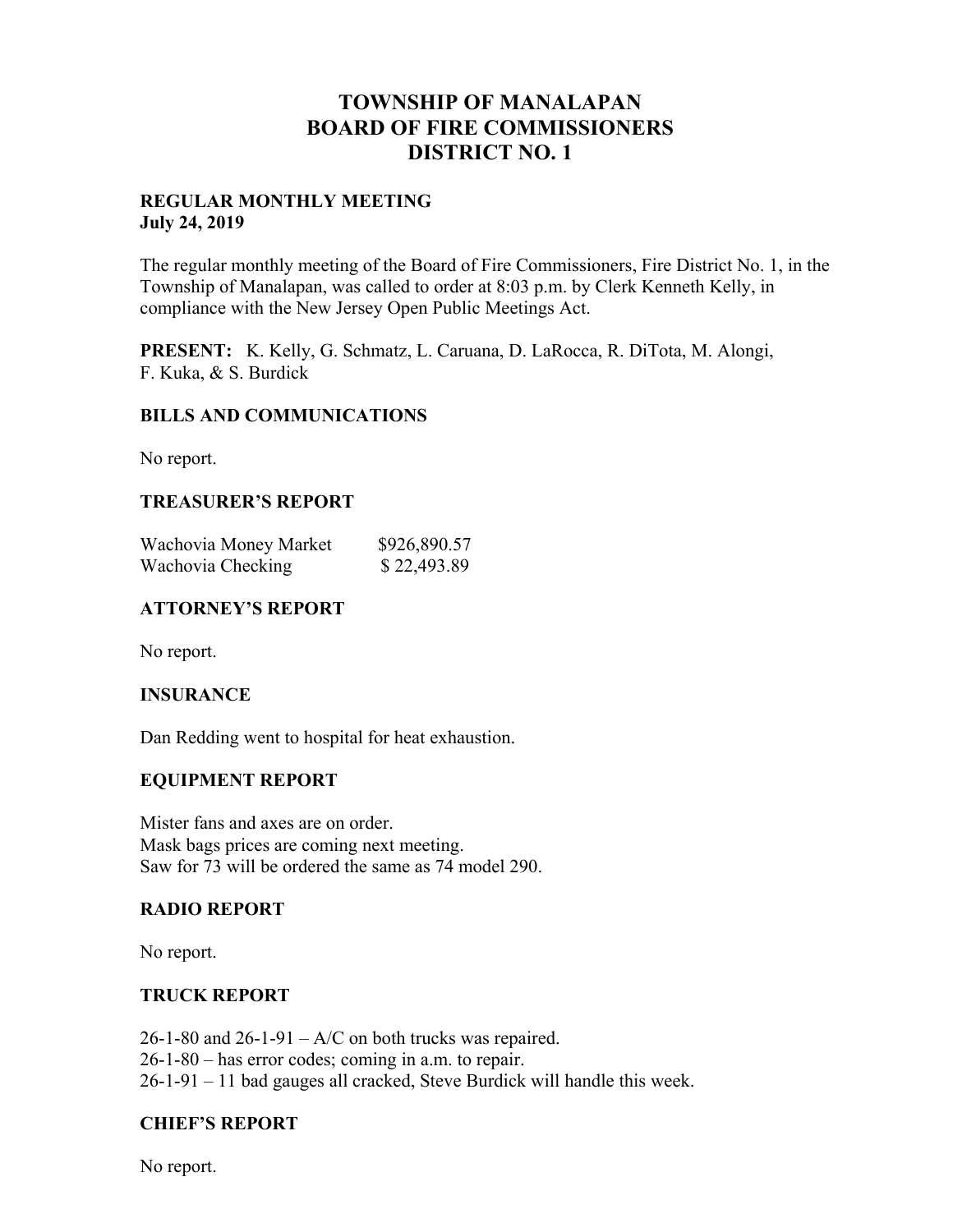# TOWNSHIP OF MANALAPAN
# BOARD OF FIRE COMMISSIONERS
# DISTRICT NO. 1

**REGULAR MONTHLY MEETING**
**July 24, 2019**

The regular monthly meeting of the Board of Fire Commissioners, Fire District No. 1, in the Township of Manalapan, was called to order at 8:03 p.m. by Clerk Kenneth Kelly, in compliance with the New Jersey Open Public Meetings Act.

**PRESENT:** K. Kelly, G. Schmatz, L. Caruana, D. LaRocca, R. DiTota, M. Alongi, F. Kuka, & S. Burdick

## BILLS AND COMMUNICATIONS

No report.

## TREASURER'S REPORT

| | |
|---|---|
| Wachovia Money Market | $926,890.57 |
| Wachovia Checking | $ 22,493.89 |

## ATTORNEY'S REPORT

No report.

## INSURANCE

Dan Redding went to hospital for heat exhaustion.

## EQUIPMENT REPORT

Mister fans and axes are on order.
Mask bags prices are coming next meeting.
Saw for 73 will be ordered the same as 74 model 290.

## RADIO REPORT

No report.

## TRUCK REPORT

26-1-80 and 26-1-91 – A/C on both trucks was repaired.
26-1-80 – has error codes; coming in a.m. to repair.
26-1-91 – 11 bad gauges all cracked, Steve Burdick will handle this week.

## CHIEF'S REPORT

No report.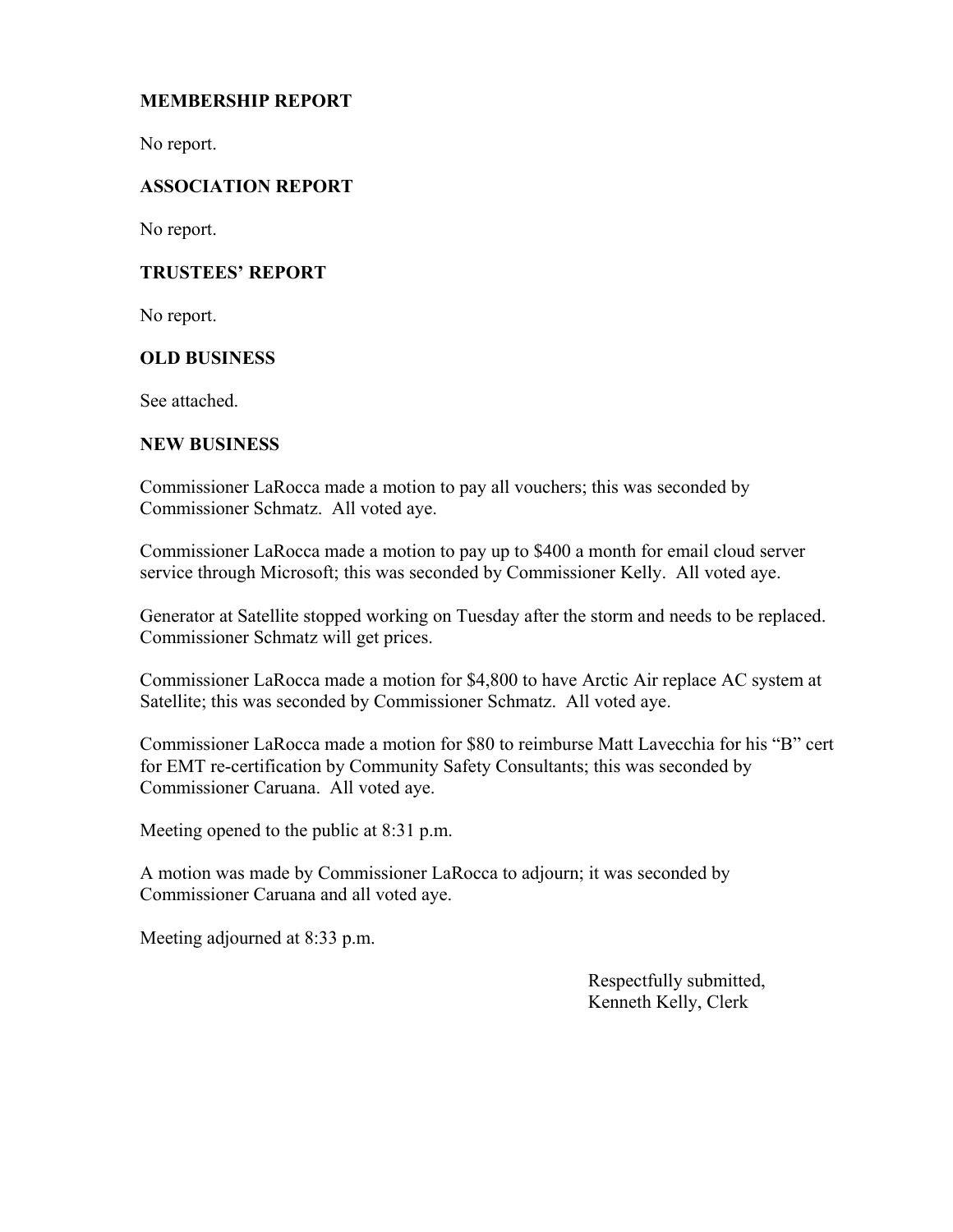**MEMBERSHIP REPORT**

No report.

**ASSOCIATION REPORT**

No report.

**TRUSTEES' REPORT**

No report.

**OLD BUSINESS**

See attached.

**NEW BUSINESS**

Commissioner LaRocca made a motion to pay all vouchers; this was seconded by Commissioner Schmatz. All voted aye.

Commissioner LaRocca made a motion to pay up to $400 a month for email cloud server service through Microsoft; this was seconded by Commissioner Kelly. All voted aye.

Generator at Satellite stopped working on Tuesday after the storm and needs to be replaced. Commissioner Schmatz will get prices.

Commissioner LaRocca made a motion for $4,800 to have Arctic Air replace AC system at Satellite; this was seconded by Commissioner Schmatz. All voted aye.

Commissioner LaRocca made a motion for $80 to reimburse Matt Lavecchia for his "B" cert for EMT re-certification by Community Safety Consultants; this was seconded by Commissioner Caruana. All voted aye.

Meeting opened to the public at 8:31 p.m.

A motion was made by Commissioner LaRocca to adjourn; it was seconded by Commissioner Caruana and all voted aye.

Meeting adjourned at 8:33 p.m.

Respectfully submitted,
Kenneth Kelly, Clerk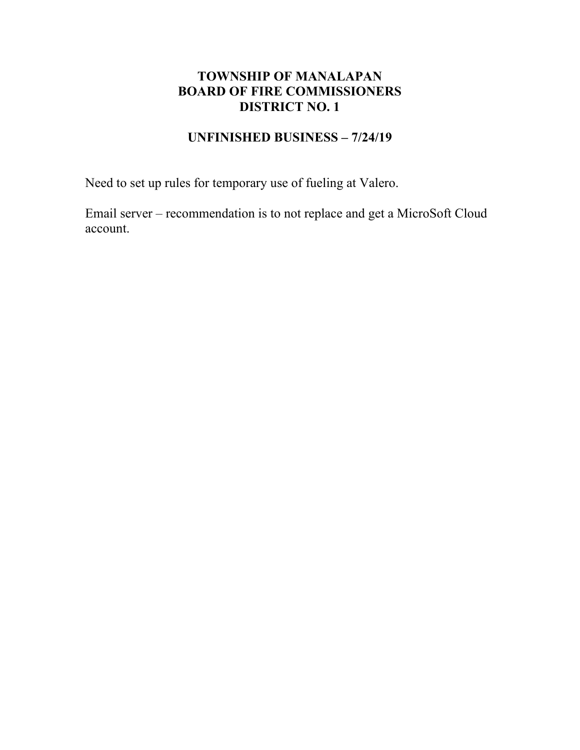# TOWNSHIP OF MANALAPAN
# BOARD OF FIRE COMMISSIONERS
# DISTRICT NO. 1

## UNFINISHED BUSINESS – 7/24/19

Need to set up rules for temporary use of fueling at Valero.

Email server – recommendation is to not replace and get a MicroSoft Cloud account.